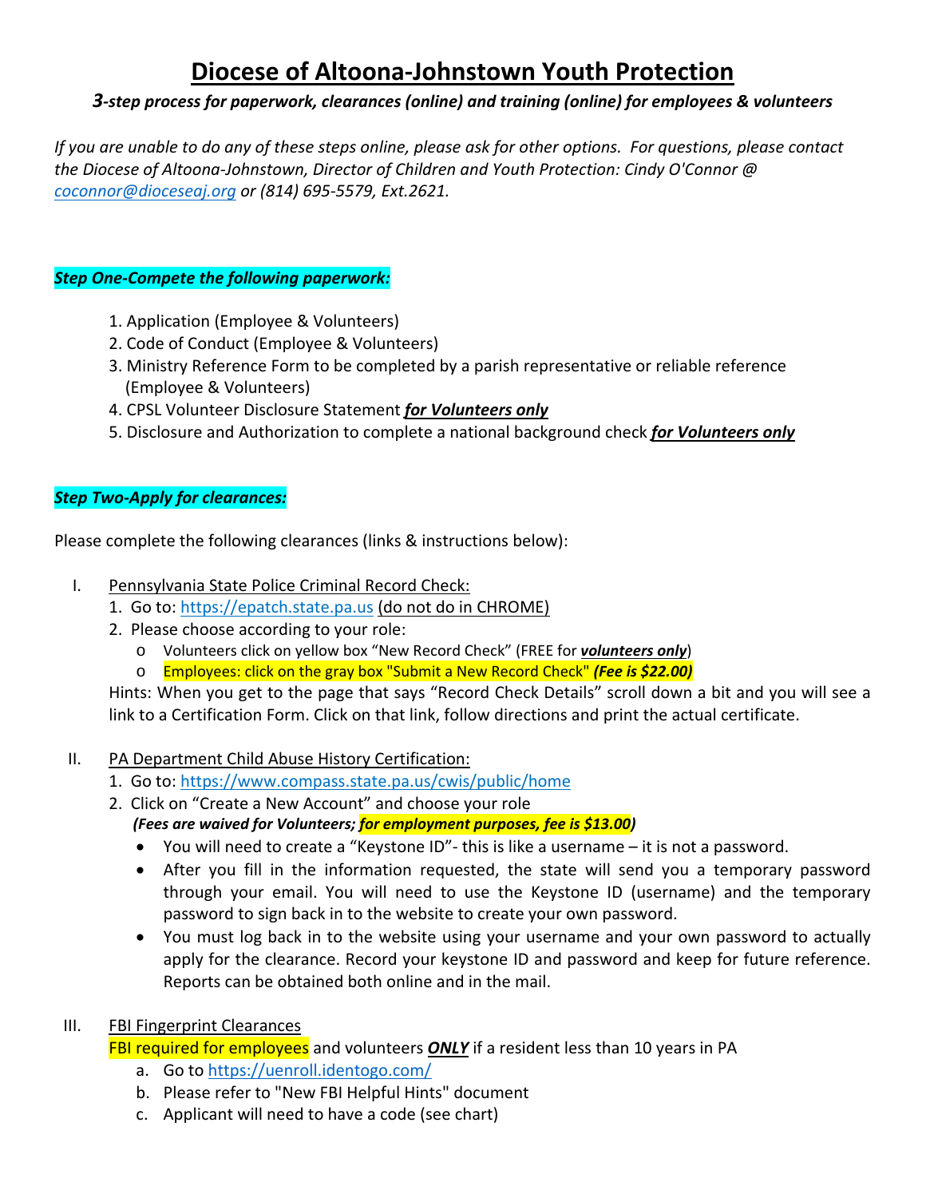# Diocese of Altoona-Johnstown Youth Protection

***3-step process for paperwork, clearances (online) and training (online) for employees & volunteers***

*If you are unable to do any of these steps online, please ask for other options. For questions, please contact the Diocese of Altoona-Johnstown, Director of Children and Youth Protection: Cindy O'Connor @ coconnor@dioceseaj.org or (814) 695-5579, Ext.2621.*

***Step One-Compete the following paperwork:***

1. Application (Employee & Volunteers)
2. Code of Conduct (Employee & Volunteers)
3. Ministry Reference Form to be completed by a parish representative or reliable reference (Employee & Volunteers)
4. CPSL Volunteer Disclosure Statement ***for Volunteers only***
5. Disclosure and Authorization to complete a national background check ***for Volunteers only***

***Step Two-Apply for clearances:***

Please complete the following clearances (links & instructions below):

I. Pennsylvania State Police Criminal Record Check:
   1. Go to: https://epatch.state.pa.us (do not do in CHROME)
   2. Please choose according to your role:
      - Volunteers click on yellow box "New Record Check" (FREE for ***volunteers only***)
      - Employees: click on the gray box "Submit a New Record Check" ***(Fee is $22.00)***

   Hints: When you get to the page that says "Record Check Details" scroll down a bit and you will see a link to a Certification Form. Click on that link, follow directions and print the actual certificate.

II. PA Department Child Abuse History Certification:
   1. Go to: https://www.compass.state.pa.us/cwis/public/home
   2. Click on "Create a New Account" and choose your role

      ***(Fees are waived for Volunteers; for employment purposes, fee is $13.00)***

      - You will need to create a "Keystone ID"- this is like a username – it is not a password.
      - After you fill in the information requested, the state will send you a temporary password through your email. You will need to use the Keystone ID (username) and the temporary password to sign back in to the website to create your own password.
      - You must log back in to the website using your username and your own password to actually apply for the clearance. Record your keystone ID and password and keep for future reference. Reports can be obtained both online and in the mail.

III. FBI Fingerprint Clearances

   FBI required for employees and volunteers ***ONLY*** if a resident less than 10 years in PA

   a. Go to https://uenroll.identogo.com/
   b. Please refer to "New FBI Helpful Hints" document
   c. Applicant will need to have a code (see chart)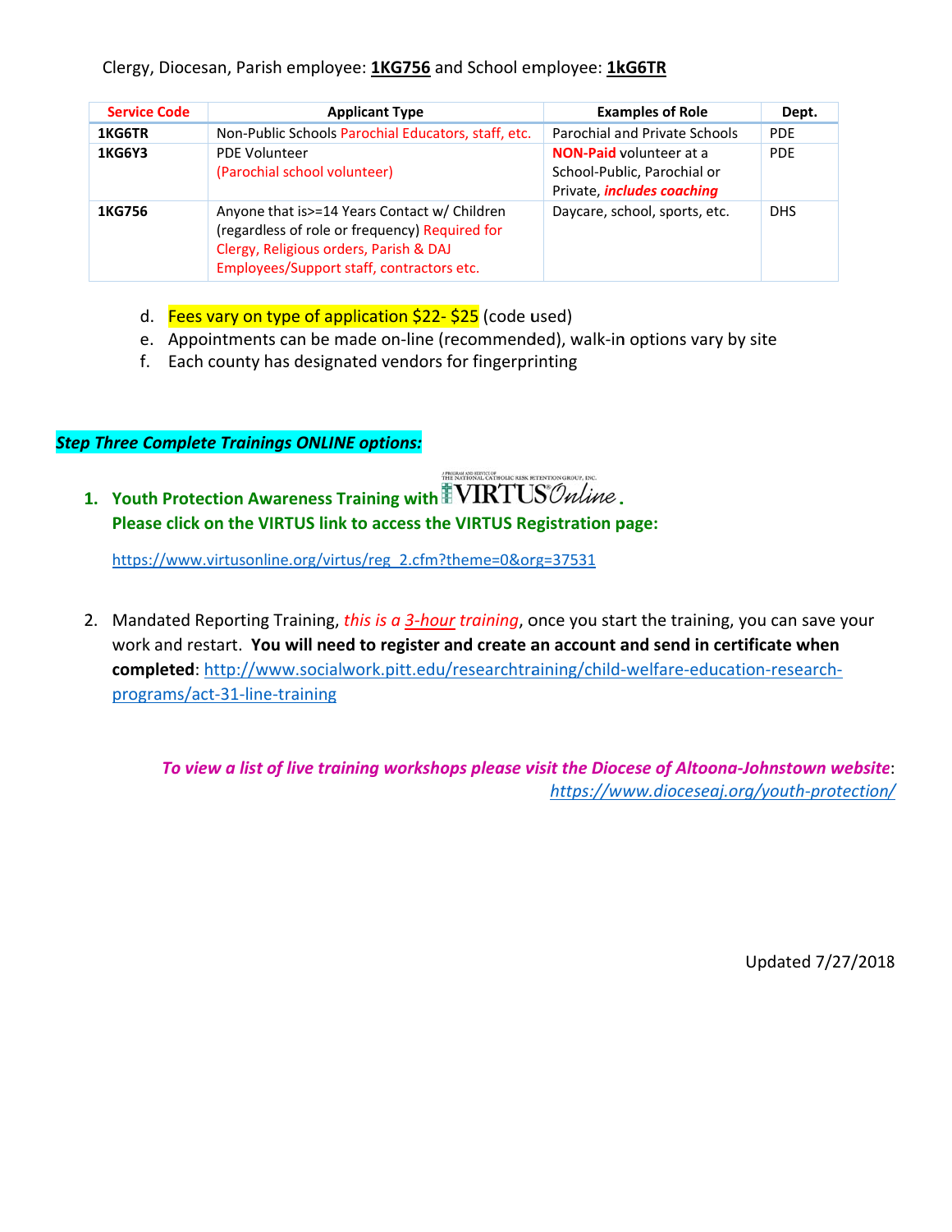Clergy, Diocesan, Parish employee: **1KG756** and School employee: **1kG6TR**

| Service Code | Applicant Type | Examples of Role | Dept. |
|---|---|---|---|
| **1KG6TR** | Non-Public Schools Parochial Educators, staff, etc. | Parochial and Private Schools | PDE |
| **1KG6Y3** | PDE Volunteer (Parochial school volunteer) | **NON-Paid** volunteer at a School-Public, Parochial or Private, ***includes coaching*** | PDE |
| **1KG756** | Anyone that is>=14 Years Contact w/ Children (regardless of role or frequency) Required for Clergy, Religious orders, Parish & DAJ Employees/Support staff, contractors etc. | Daycare, school, sports, etc. | DHS |

d. Fees vary on type of application $22- $25 (code used)
e. Appointments can be made on-line (recommended), walk-in options vary by site
f. Each county has designated vendors for fingerprinting

***Step Three Complete Trainings ONLINE options:***

1. **Youth Protection Awareness Training with VIRTUS Online.**
   **Please click on the VIRTUS link to access the VIRTUS Registration page:**

   https://www.virtusonline.org/virtus/reg_2.cfm?theme=0&org=37531

2. Mandated Reporting Training, *this is a 3-hour training*, once you start the training, you can save your work and restart. **You will need to register and create an account and send in certificate when completed**: http://www.socialwork.pitt.edu/researchtraining/child-welfare-education-research-programs/act-31-line-training

***To view a list of live training workshops please visit the Diocese of Altoona-Johnstown website***: *https://www.dioceseaj.org/youth-protection/*

Updated 7/27/2018